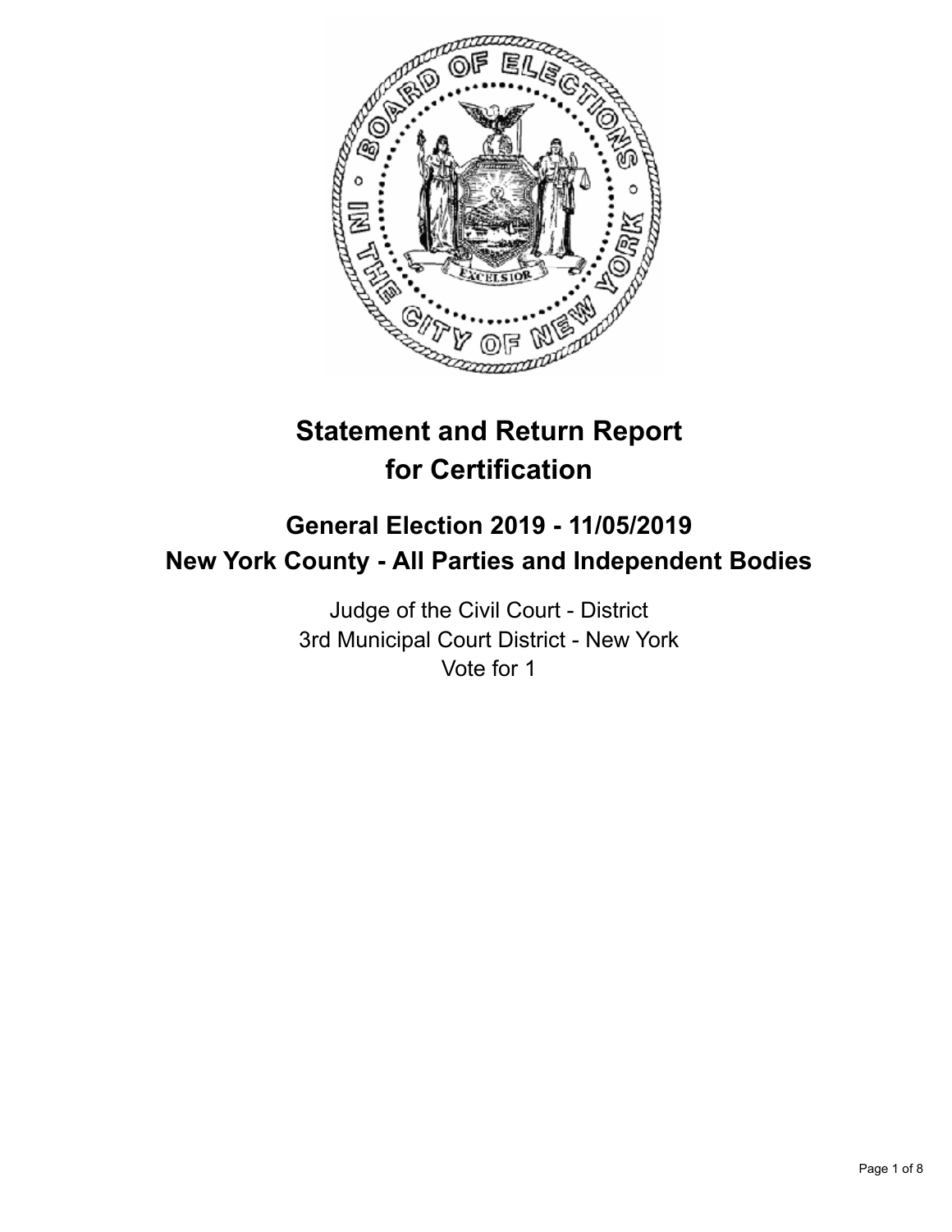# Statement and Return Report for Certification

## General Election 2019 - 11/05/2019
## New York County - All Parties and Independent Bodies

Judge of the Civil Court - District
3rd Municipal Court District - New York
Vote for 1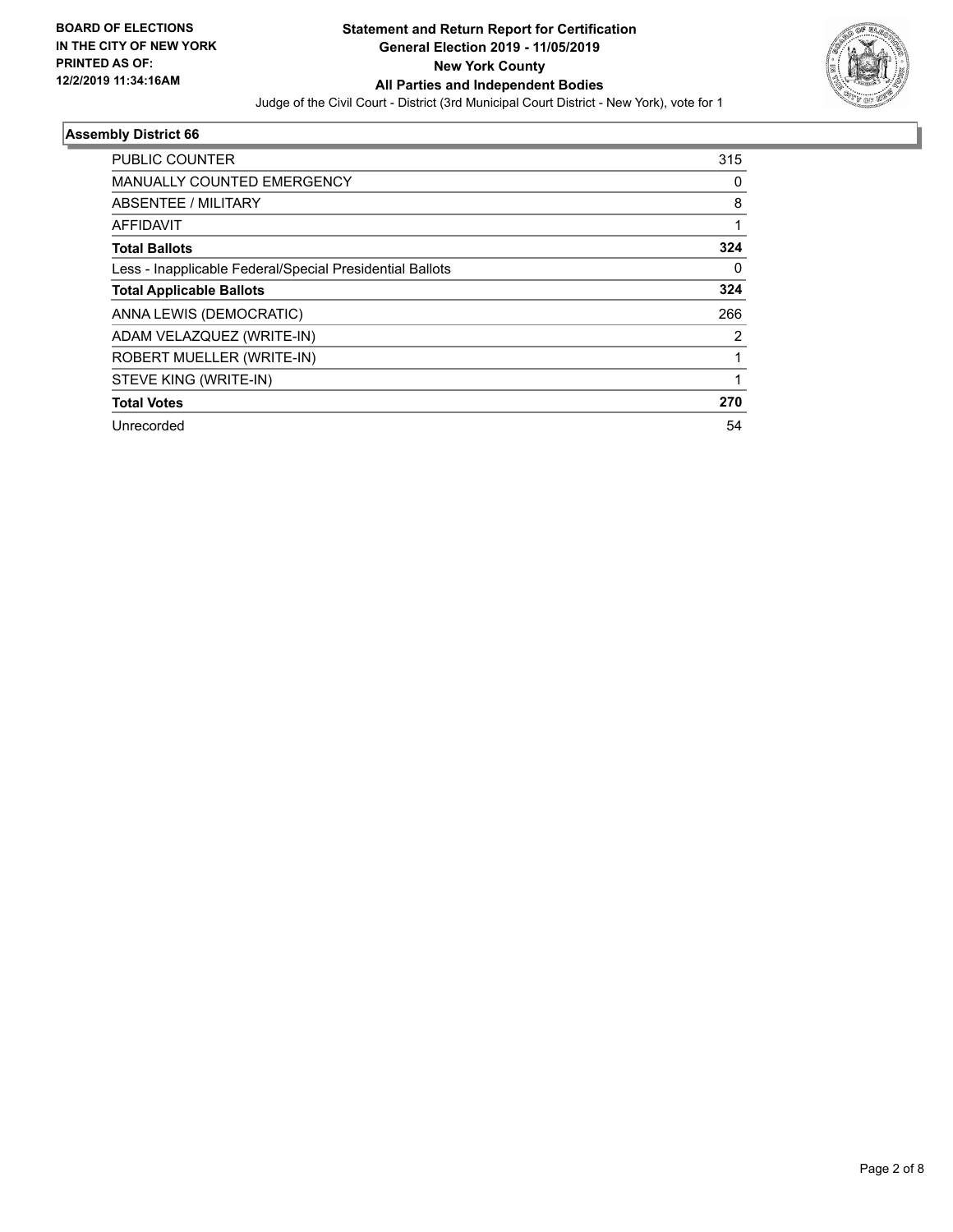**BOARD OF ELECTIONS IN THE CITY OF NEW YORK PRINTED AS OF: 12/2/2019 11:34:16AM**

**Statement and Return Report for Certification General Election 2019 - 11/05/2019 New York County All Parties and Independent Bodies**

Judge of the Civil Court - District (3rd Municipal Court District - New York), vote for 1

## Assembly District 66

| | |
|---|---|
| PUBLIC COUNTER | 315 |
| MANUALLY COUNTED EMERGENCY | 0 |
| ABSENTEE / MILITARY | 8 |
| AFFIDAVIT | 1 |
| **Total Ballots** | **324** |
| Less - Inapplicable Federal/Special Presidential Ballots | 0 |
| **Total Applicable Ballots** | **324** |
| ANNA LEWIS (DEMOCRATIC) | 266 |
| ADAM VELAZQUEZ (WRITE-IN) | 2 |
| ROBERT MUELLER (WRITE-IN) | 1 |
| STEVE KING (WRITE-IN) | 1 |
| **Total Votes** | **270** |
| Unrecorded | 54 |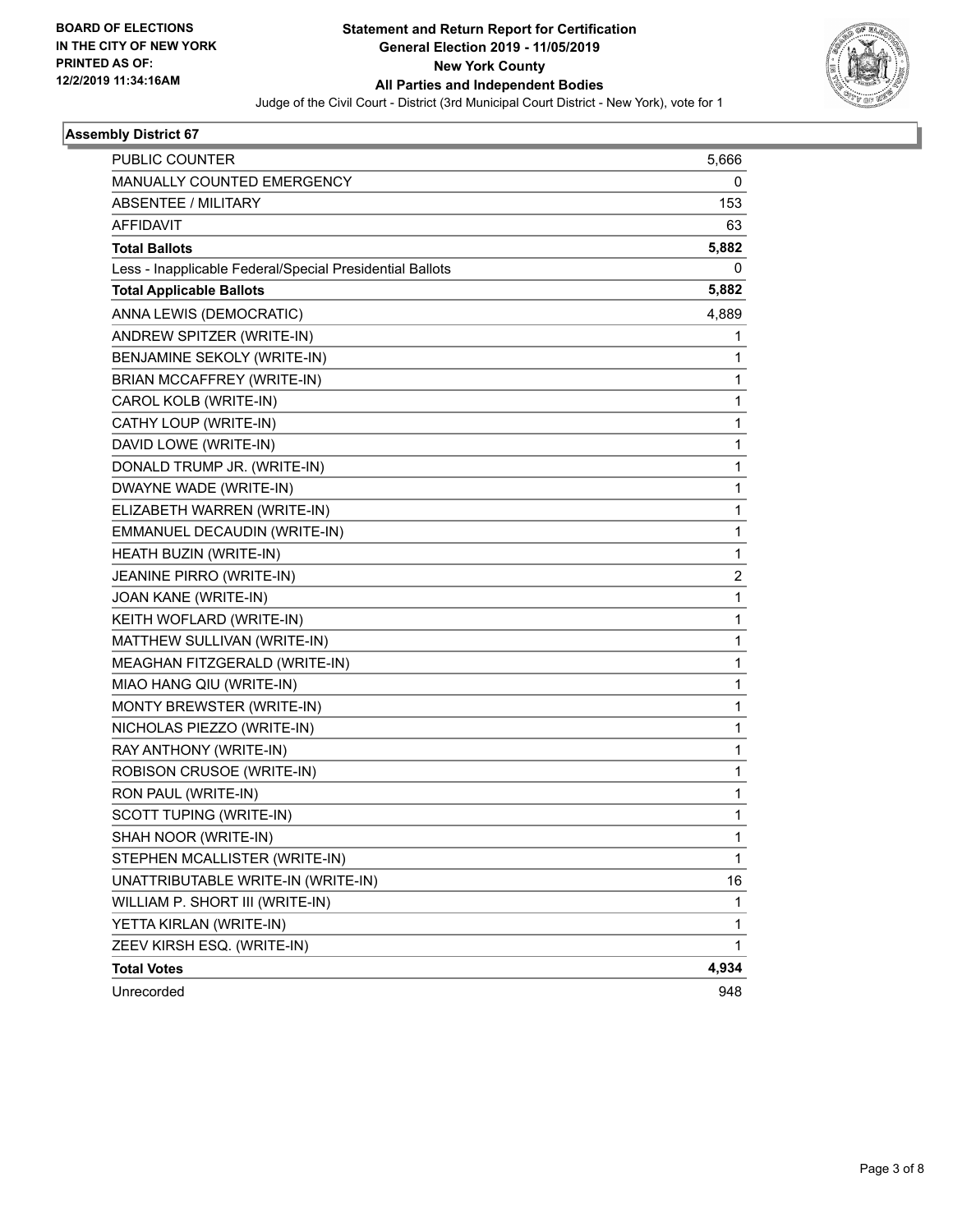**BOARD OF ELECTIONS IN THE CITY OF NEW YORK PRINTED AS OF: 12/2/2019 11:34:16AM**

# Statement and Return Report for Certification
## General Election 2019 - 11/05/2019
## New York County
## All Parties and Independent Bodies

Judge of the Civil Court - District (3rd Municipal Court District - New York), vote for 1

### Assembly District 67

| | |
|---|---|
| PUBLIC COUNTER | 5,666 |
| MANUALLY COUNTED EMERGENCY | 0 |
| ABSENTEE / MILITARY | 153 |
| AFFIDAVIT | 63 |
| **Total Ballots** | **5,882** |
| Less - Inapplicable Federal/Special Presidential Ballots | 0 |
| **Total Applicable Ballots** | **5,882** |
| ANNA LEWIS (DEMOCRATIC) | 4,889 |
| ANDREW SPITZER (WRITE-IN) | 1 |
| BENJAMINE SEKOLY (WRITE-IN) | 1 |
| BRIAN MCCAFFREY (WRITE-IN) | 1 |
| CAROL KOLB (WRITE-IN) | 1 |
| CATHY LOUP (WRITE-IN) | 1 |
| DAVID LOWE (WRITE-IN) | 1 |
| DONALD TRUMP JR. (WRITE-IN) | 1 |
| DWAYNE WADE (WRITE-IN) | 1 |
| ELIZABETH WARREN (WRITE-IN) | 1 |
| EMMANUEL DECAUDIN (WRITE-IN) | 1 |
| HEATH BUZIN (WRITE-IN) | 1 |
| JEANINE PIRRO (WRITE-IN) | 2 |
| JOAN KANE (WRITE-IN) | 1 |
| KEITH WOFLARD (WRITE-IN) | 1 |
| MATTHEW SULLIVAN (WRITE-IN) | 1 |
| MEAGHAN FITZGERALD (WRITE-IN) | 1 |
| MIAO HANG QIU (WRITE-IN) | 1 |
| MONTY BREWSTER (WRITE-IN) | 1 |
| NICHOLAS PIEZZO (WRITE-IN) | 1 |
| RAY ANTHONY (WRITE-IN) | 1 |
| ROBISON CRUSOE (WRITE-IN) | 1 |
| RON PAUL (WRITE-IN) | 1 |
| SCOTT TUPING (WRITE-IN) | 1 |
| SHAH NOOR (WRITE-IN) | 1 |
| STEPHEN MCALLISTER (WRITE-IN) | 1 |
| UNATTRIBUTABLE WRITE-IN (WRITE-IN) | 16 |
| WILLIAM P. SHORT III (WRITE-IN) | 1 |
| YETTA KIRLAN (WRITE-IN) | 1 |
| ZEEV KIRSH ESQ. (WRITE-IN) | 1 |
| **Total Votes** | **4,934** |
| Unrecorded | 948 |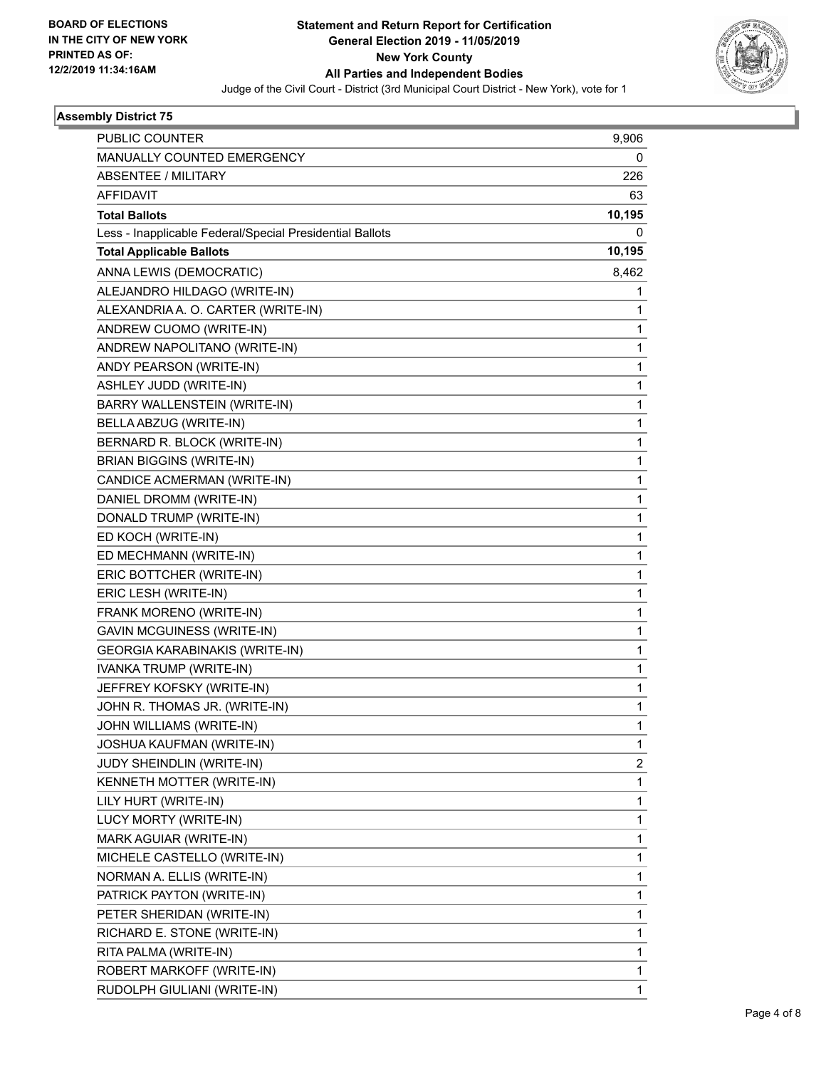**BOARD OF ELECTIONS IN THE CITY OF NEW YORK PRINTED AS OF: 12/2/2019 11:34:16AM**

# Statement and Return Report for Certification
## General Election 2019 - 11/05/2019
## New York County
## All Parties and Independent Bodies

Judge of the Civil Court - District (3rd Municipal Court District - New York), vote for 1

### Assembly District 75

| | |
|---|---|
| PUBLIC COUNTER | 9,906 |
| MANUALLY COUNTED EMERGENCY | 0 |
| ABSENTEE / MILITARY | 226 |
| AFFIDAVIT | 63 |
| **Total Ballots** | **10,195** |
| Less - Inapplicable Federal/Special Presidential Ballots | 0 |
| **Total Applicable Ballots** | **10,195** |
| ANNA LEWIS (DEMOCRATIC) | 8,462 |
| ALEJANDRO HILDAGO (WRITE-IN) | 1 |
| ALEXANDRIA A. O. CARTER (WRITE-IN) | 1 |
| ANDREW CUOMO (WRITE-IN) | 1 |
| ANDREW NAPOLITANO (WRITE-IN) | 1 |
| ANDY PEARSON (WRITE-IN) | 1 |
| ASHLEY JUDD (WRITE-IN) | 1 |
| BARRY WALLENSTEIN (WRITE-IN) | 1 |
| BELLA ABZUG (WRITE-IN) | 1 |
| BERNARD R. BLOCK (WRITE-IN) | 1 |
| BRIAN BIGGINS (WRITE-IN) | 1 |
| CANDICE ACMERMAN (WRITE-IN) | 1 |
| DANIEL DROMM (WRITE-IN) | 1 |
| DONALD TRUMP (WRITE-IN) | 1 |
| ED KOCH (WRITE-IN) | 1 |
| ED MECHMANN (WRITE-IN) | 1 |
| ERIC BOTTCHER (WRITE-IN) | 1 |
| ERIC LESH (WRITE-IN) | 1 |
| FRANK MORENO (WRITE-IN) | 1 |
| GAVIN MCGUINESS (WRITE-IN) | 1 |
| GEORGIA KARABINAKIS (WRITE-IN) | 1 |
| IVANKA TRUMP (WRITE-IN) | 1 |
| JEFFREY KOFSKY (WRITE-IN) | 1 |
| JOHN R. THOMAS JR. (WRITE-IN) | 1 |
| JOHN WILLIAMS (WRITE-IN) | 1 |
| JOSHUA KAUFMAN (WRITE-IN) | 1 |
| JUDY SHEINDLIN (WRITE-IN) | 2 |
| KENNETH MOTTER (WRITE-IN) | 1 |
| LILY HURT (WRITE-IN) | 1 |
| LUCY MORTY (WRITE-IN) | 1 |
| MARK AGUIAR (WRITE-IN) | 1 |
| MICHELE CASTELLO (WRITE-IN) | 1 |
| NORMAN A. ELLIS (WRITE-IN) | 1 |
| PATRICK PAYTON (WRITE-IN) | 1 |
| PETER SHERIDAN (WRITE-IN) | 1 |
| RICHARD E. STONE (WRITE-IN) | 1 |
| RITA PALMA (WRITE-IN) | 1 |
| ROBERT MARKOFF (WRITE-IN) | 1 |
| RUDOLPH GIULIANI (WRITE-IN) | 1 |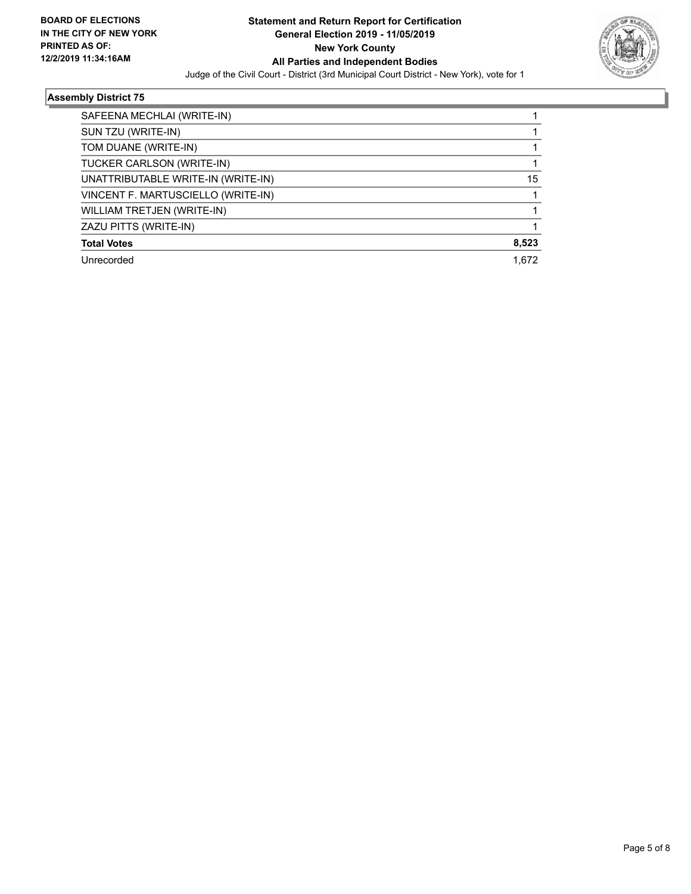**Statement and Return Report for Certification**
**General Election 2019 - 11/05/2019**
**New York County**
**All Parties and Independent Bodies**

Judge of the Civil Court - District (3rd Municipal Court District - New York), vote for 1

**BOARD OF ELECTIONS IN THE CITY OF NEW YORK PRINTED AS OF: 12/2/2019 11:34:16AM**

### Assembly District 75

| | |
|---|---|
| SAFEENA MECHLAI (WRITE-IN) | 1 |
| SUN TZU (WRITE-IN) | 1 |
| TOM DUANE (WRITE-IN) | 1 |
| TUCKER CARLSON (WRITE-IN) | 1 |
| UNATTRIBUTABLE WRITE-IN (WRITE-IN) | 15 |
| VINCENT F. MARTUSCIELLO (WRITE-IN) | 1 |
| WILLIAM TRETJEN (WRITE-IN) | 1 |
| ZAZU PITTS (WRITE-IN) | 1 |
| **Total Votes** | **8,523** |
| Unrecorded | 1,672 |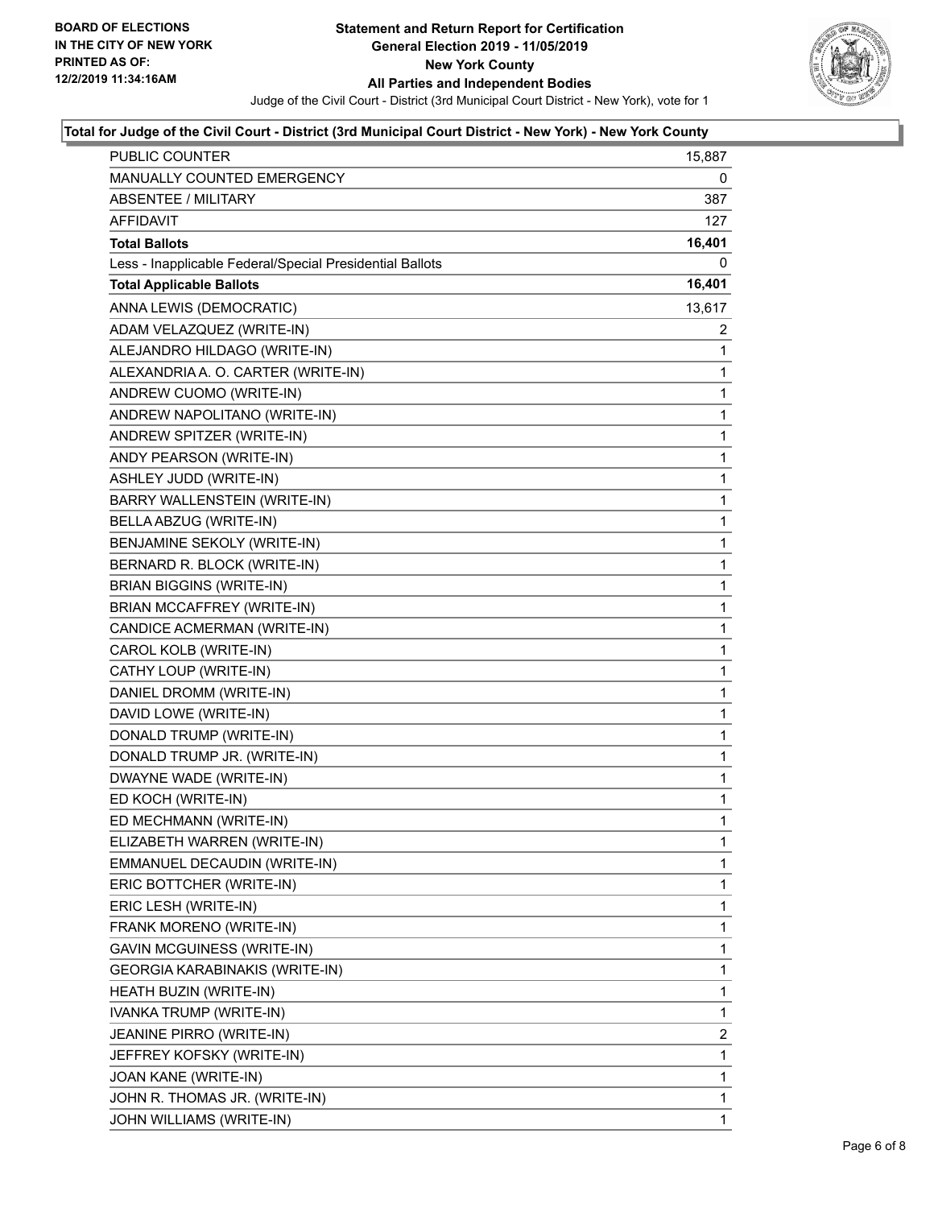**BOARD OF ELECTIONS IN THE CITY OF NEW YORK PRINTED AS OF: 12/2/2019 11:34:16AM**

**Statement and Return Report for Certification General Election 2019 - 11/05/2019 New York County All Parties and Independent Bodies**

Judge of the Civil Court - District (3rd Municipal Court District - New York), vote for 1

### Total for Judge of the Civil Court - District (3rd Municipal Court District - New York) - New York County

| | |
|---|---|
| PUBLIC COUNTER | 15,887 |
| MANUALLY COUNTED EMERGENCY | 0 |
| ABSENTEE / MILITARY | 387 |
| AFFIDAVIT | 127 |
| **Total Ballots** | **16,401** |
| Less - Inapplicable Federal/Special Presidential Ballots | 0 |
| **Total Applicable Ballots** | **16,401** |
| ANNA LEWIS (DEMOCRATIC) | 13,617 |
| ADAM VELAZQUEZ (WRITE-IN) | 2 |
| ALEJANDRO HILDAGO (WRITE-IN) | 1 |
| ALEXANDRIA A. O. CARTER (WRITE-IN) | 1 |
| ANDREW CUOMO (WRITE-IN) | 1 |
| ANDREW NAPOLITANO (WRITE-IN) | 1 |
| ANDREW SPITZER (WRITE-IN) | 1 |
| ANDY PEARSON (WRITE-IN) | 1 |
| ASHLEY JUDD (WRITE-IN) | 1 |
| BARRY WALLENSTEIN (WRITE-IN) | 1 |
| BELLA ABZUG (WRITE-IN) | 1 |
| BENJAMINE SEKOLY (WRITE-IN) | 1 |
| BERNARD R. BLOCK (WRITE-IN) | 1 |
| BRIAN BIGGINS (WRITE-IN) | 1 |
| BRIAN MCCAFFREY (WRITE-IN) | 1 |
| CANDICE ACMERMAN (WRITE-IN) | 1 |
| CAROL KOLB (WRITE-IN) | 1 |
| CATHY LOUP (WRITE-IN) | 1 |
| DANIEL DROMM (WRITE-IN) | 1 |
| DAVID LOWE (WRITE-IN) | 1 |
| DONALD TRUMP (WRITE-IN) | 1 |
| DONALD TRUMP JR. (WRITE-IN) | 1 |
| DWAYNE WADE (WRITE-IN) | 1 |
| ED KOCH (WRITE-IN) | 1 |
| ED MECHMANN (WRITE-IN) | 1 |
| ELIZABETH WARREN (WRITE-IN) | 1 |
| EMMANUEL DECAUDIN (WRITE-IN) | 1 |
| ERIC BOTTCHER (WRITE-IN) | 1 |
| ERIC LESH (WRITE-IN) | 1 |
| FRANK MORENO (WRITE-IN) | 1 |
| GAVIN MCGUINESS (WRITE-IN) | 1 |
| GEORGIA KARABINAKIS (WRITE-IN) | 1 |
| HEATH BUZIN (WRITE-IN) | 1 |
| IVANKA TRUMP (WRITE-IN) | 1 |
| JEANINE PIRRO (WRITE-IN) | 2 |
| JEFFREY KOFSKY (WRITE-IN) | 1 |
| JOAN KANE (WRITE-IN) | 1 |
| JOHN R. THOMAS JR. (WRITE-IN) | 1 |
| JOHN WILLIAMS (WRITE-IN) | 1 |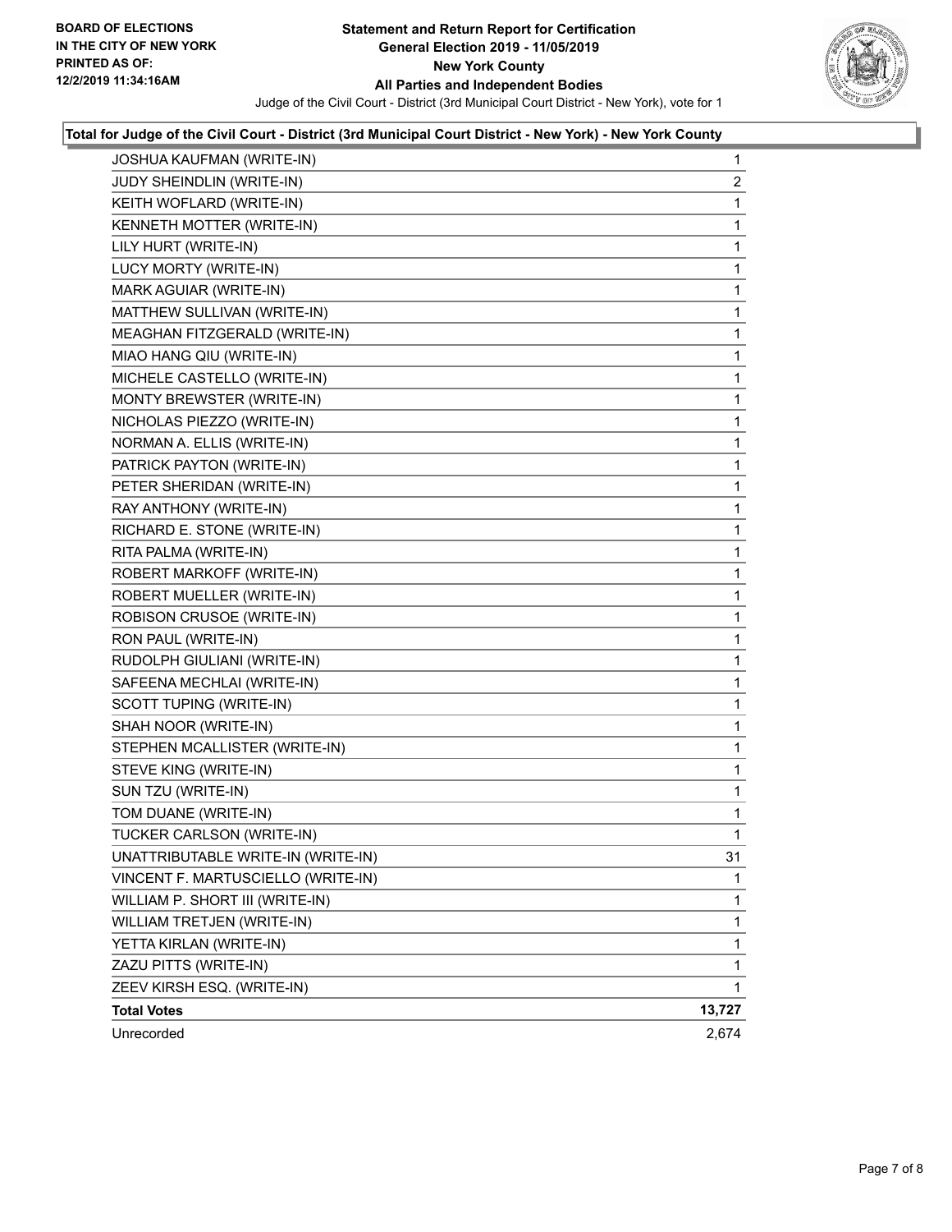**BOARD OF ELECTIONS IN THE CITY OF NEW YORK PRINTED AS OF: 12/2/2019 11:34:16AM**

# Statement and Return Report for Certification
## General Election 2019 - 11/05/2019
## New York County
## All Parties and Independent Bodies

Judge of the Civil Court - District (3rd Municipal Court District - New York), vote for 1

### Total for Judge of the Civil Court - District (3rd Municipal Court District - New York) - New York County

| Candidate | Votes |
|---|---|
| JOSHUA KAUFMAN (WRITE-IN) | 1 |
| JUDY SHEINDLIN (WRITE-IN) | 2 |
| KEITH WOFLARD (WRITE-IN) | 1 |
| KENNETH MOTTER (WRITE-IN) | 1 |
| LILY HURT (WRITE-IN) | 1 |
| LUCY MORTY (WRITE-IN) | 1 |
| MARK AGUIAR (WRITE-IN) | 1 |
| MATTHEW SULLIVAN (WRITE-IN) | 1 |
| MEAGHAN FITZGERALD (WRITE-IN) | 1 |
| MIAO HANG QIU (WRITE-IN) | 1 |
| MICHELE CASTELLO (WRITE-IN) | 1 |
| MONTY BREWSTER (WRITE-IN) | 1 |
| NICHOLAS PIEZZO (WRITE-IN) | 1 |
| NORMAN A. ELLIS (WRITE-IN) | 1 |
| PATRICK PAYTON (WRITE-IN) | 1 |
| PETER SHERIDAN (WRITE-IN) | 1 |
| RAY ANTHONY (WRITE-IN) | 1 |
| RICHARD E. STONE (WRITE-IN) | 1 |
| RITA PALMA (WRITE-IN) | 1 |
| ROBERT MARKOFF (WRITE-IN) | 1 |
| ROBERT MUELLER (WRITE-IN) | 1 |
| ROBISON CRUSOE (WRITE-IN) | 1 |
| RON PAUL (WRITE-IN) | 1 |
| RUDOLPH GIULIANI (WRITE-IN) | 1 |
| SAFEENA MECHLAI (WRITE-IN) | 1 |
| SCOTT TUPING (WRITE-IN) | 1 |
| SHAH NOOR (WRITE-IN) | 1 |
| STEPHEN MCALLISTER (WRITE-IN) | 1 |
| STEVE KING (WRITE-IN) | 1 |
| SUN TZU (WRITE-IN) | 1 |
| TOM DUANE (WRITE-IN) | 1 |
| TUCKER CARLSON (WRITE-IN) | 1 |
| UNATTRIBUTABLE WRITE-IN (WRITE-IN) | 31 |
| VINCENT F. MARTUSCIELLO (WRITE-IN) | 1 |
| WILLIAM P. SHORT III (WRITE-IN) | 1 |
| WILLIAM TRETJEN (WRITE-IN) | 1 |
| YETTA KIRLAN (WRITE-IN) | 1 |
| ZAZU PITTS (WRITE-IN) | 1 |
| ZEEV KIRSH ESQ. (WRITE-IN) | 1 |
| **Total Votes** | **13,727** |
| Unrecorded | 2,674 |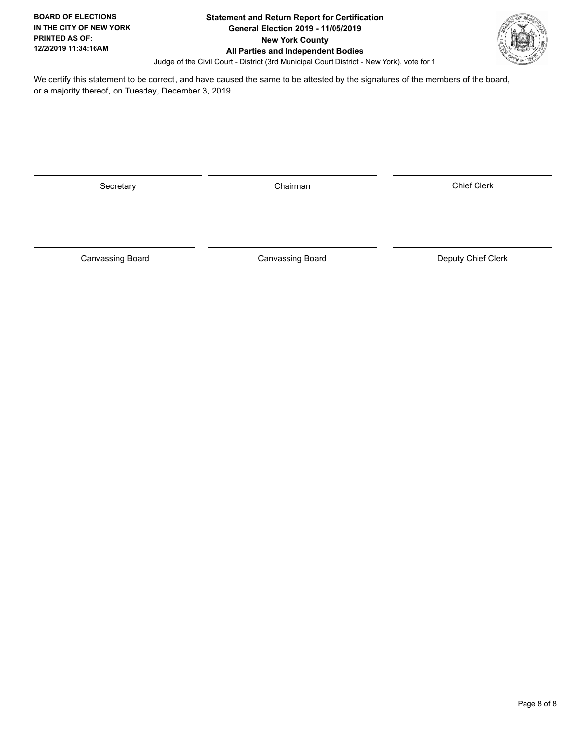**BOARD OF ELECTIONS IN THE CITY OF NEW YORK**
**PRINTED AS OF:**
**12/2/2019 11:34:16AM**

**Statement and Return Report for Certification**
**General Election 2019 - 11/05/2019**
**New York County**
**All Parties and Independent Bodies**

Judge of the Civil Court - District (3rd Municipal Court District - New York), vote for 1

We certify this statement to be correct, and have caused the same to be attested by the signatures of the members of the board, or a majority thereof, on Tuesday, December 3, 2019.

| | | |
|---|---|---|
| Secretary | Chairman | Chief Clerk |
| Canvassing Board | Canvassing Board | Deputy Chief Clerk |